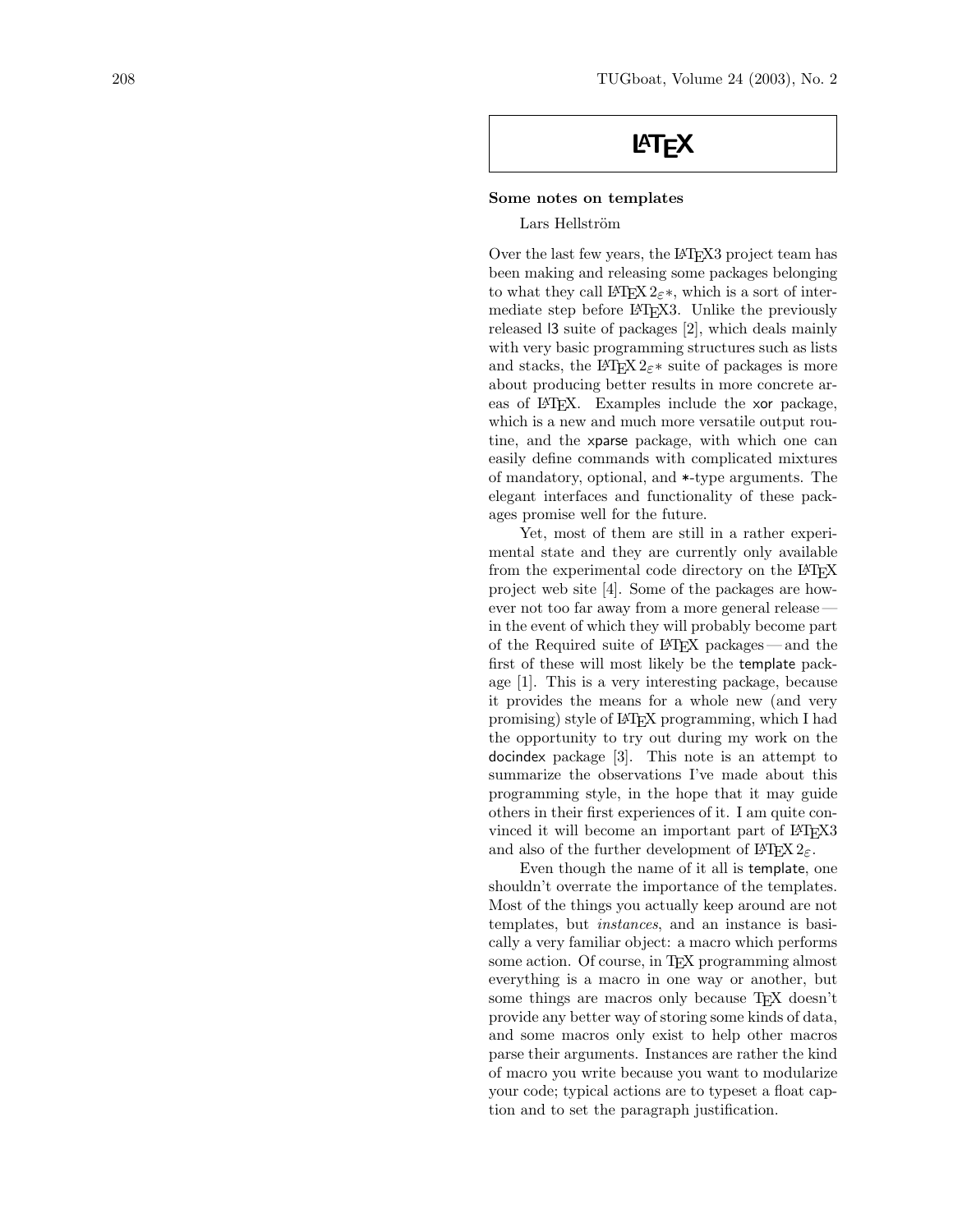# LaTeX

## Some notes on templates

Lars Hellström

Over the last few years, the LaTeX3 project team has been making and releasing some packages belonging to what they call LaTeX $2_\varepsilon*$, which is a sort of intermediate step before LaTeX3. Unlike the previously released l3 suite of packages [2], which deals mainly with very basic programming structures such as lists and stacks, the LaTeX $2_\varepsilon*$ suite of packages is more about producing better results in more concrete areas of LaTeX. Examples include the xor package, which is a new and much more versatile output routine, and the xparse package, with which one can easily define commands with complicated mixtures of mandatory, optional, and *-type arguments. The elegant interfaces and functionality of these packages promise well for the future.

Yet, most of them are still in a rather experimental state and they are currently only available from the experimental code directory on the LaTeX project web site [4]. Some of the packages are however not too far away from a more general release — in the event of which they will probably become part of the Required suite of LaTeX packages — and the first of these will most likely be the template package [1]. This is a very interesting package, because it provides the means for a whole new (and very promising) style of LaTeX programming, which I had the opportunity to try out during my work on the docindex package [3]. This note is an attempt to summarize the observations I've made about this programming style, in the hope that it may guide others in their first experiences of it. I am quite convinced it will become an important part of LaTeX3 and also of the further development of LaTeX $2_\varepsilon$.

Even though the name of it all is template, one shouldn't overrate the importance of the templates. Most of the things you actually keep around are not templates, but *instances*, and an instance is basically a very familiar object: a macro which performs some action. Of course, in TeX programming almost everything is a macro in one way or another, but some things are macros only because TeX doesn't provide any better way of storing some kinds of data, and some macros only exist to help other macros parse their arguments. Instances are rather the kind of macro you write because you want to modularize your code; typical actions are to typeset a float caption and to set the paragraph justification.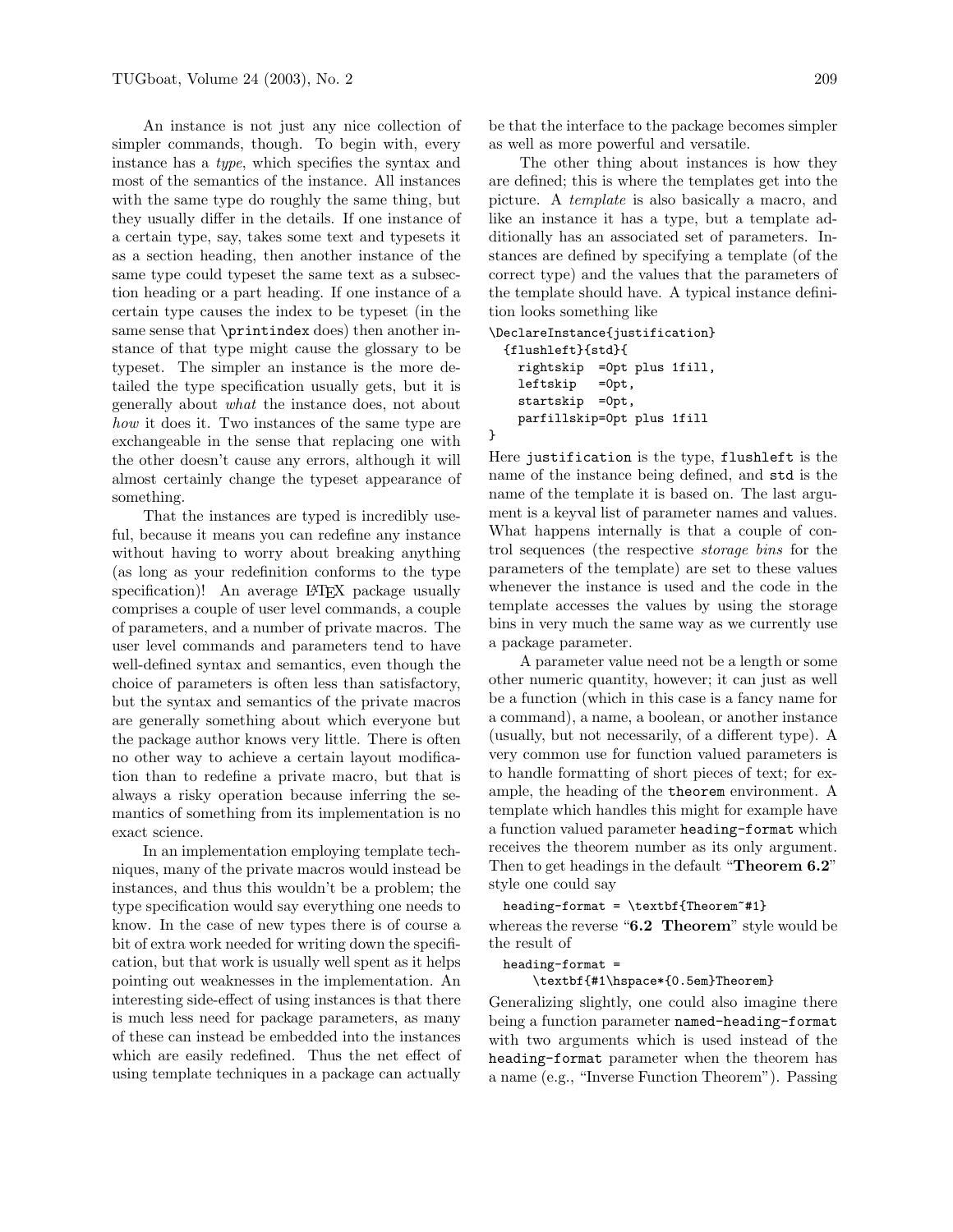An instance is not just any nice collection of simpler commands, though. To begin with, every instance has a *type*, which specifies the syntax and most of the semantics of the instance. All instances with the same type do roughly the same thing, but they usually differ in the details. If one instance of a certain type, say, takes some text and typesets it as a section heading, then another instance of the same type could typeset the same text as a subsection heading or a part heading. If one instance of a certain type causes the index to be typeset (in the same sense that `\printindex` does) then another instance of that type might cause the glossary to be typeset. The simpler an instance is the more detailed the type specification usually gets, but it is generally about *what* the instance does, not about *how* it does it. Two instances of the same type are exchangeable in the sense that replacing one with the other doesn't cause any errors, although it will almost certainly change the typeset appearance of something.

That the instances are typed is incredibly useful, because it means you can redefine any instance without having to worry about breaking anything (as long as your redefinition conforms to the type specification)! An average LaTeX package usually comprises a couple of user level commands, a couple of parameters, and a number of private macros. The user level commands and parameters tend to have well-defined syntax and semantics, even though the choice of parameters is often less than satisfactory, but the syntax and semantics of the private macros are generally something about which everyone but the package author knows very little. There is often no other way to achieve a certain layout modification than to redefine a private macro, but that is always a risky operation because inferring the semantics of something from its implementation is no exact science.

In an implementation employing template techniques, many of the private macros would instead be instances, and thus this wouldn't be a problem; the type specification would say everything one needs to know. In the case of new types there is of course a bit of extra work needed for writing down the specification, but that work is usually well spent as it helps pointing out weaknesses in the implementation. An interesting side-effect of using instances is that there is much less need for package parameters, as many of these can instead be embedded into the instances which are easily redefined. Thus the net effect of using template techniques in a package can actually be that the interface to the package becomes simpler as well as more powerful and versatile.

The other thing about instances is how they are defined; this is where the templates get into the picture. A *template* is also basically a macro, and like an instance it has a type, but a template additionally has an associated set of parameters. Instances are defined by specifying a template (of the correct type) and the values that the parameters of the template should have. A typical instance definition looks something like

```
\DeclareInstance{justification}
  {flushleft}{std}{
    rightskip  =0pt plus 1fill,
    leftskip   =0pt,
    startskip  =0pt,
    parfillskip=0pt plus 1fill
}
```

Here `justification` is the type, `flushleft` is the name of the instance being defined, and `std` is the name of the template it is based on. The last argument is a keyval list of parameter names and values. What happens internally is that a couple of control sequences (the respective *storage bins* for the parameters of the template) are set to these values whenever the instance is used and the code in the template accesses the values by using the storage bins in very much the same way as we currently use a package parameter.

A parameter value need not be a length or some other numeric quantity, however; it can just as well be a function (which in this case is a fancy name for a command), a name, a boolean, or another instance (usually, but not necessarily, of a different type). A very common use for function valued parameters is to handle formatting of short pieces of text; for example, the heading of the `theorem` environment. A template which handles this might for example have a function valued parameter `heading-format` which receives the theorem number as its only argument. Then to get headings in the default "**Theorem 6.2**" style one could say

```
heading-format = \textbf{Theorem~#1}
```

whereas the reverse "**6.2 Theorem**" style would be the result of

```
heading-format =
    \textbf{#1\hspace*{0.5em}Theorem}
```

Generalizing slightly, one could also imagine there being a function parameter `named-heading-format` with two arguments which is used instead of the `heading-format` parameter when the theorem has a name (e.g., "Inverse Function Theorem"). Passing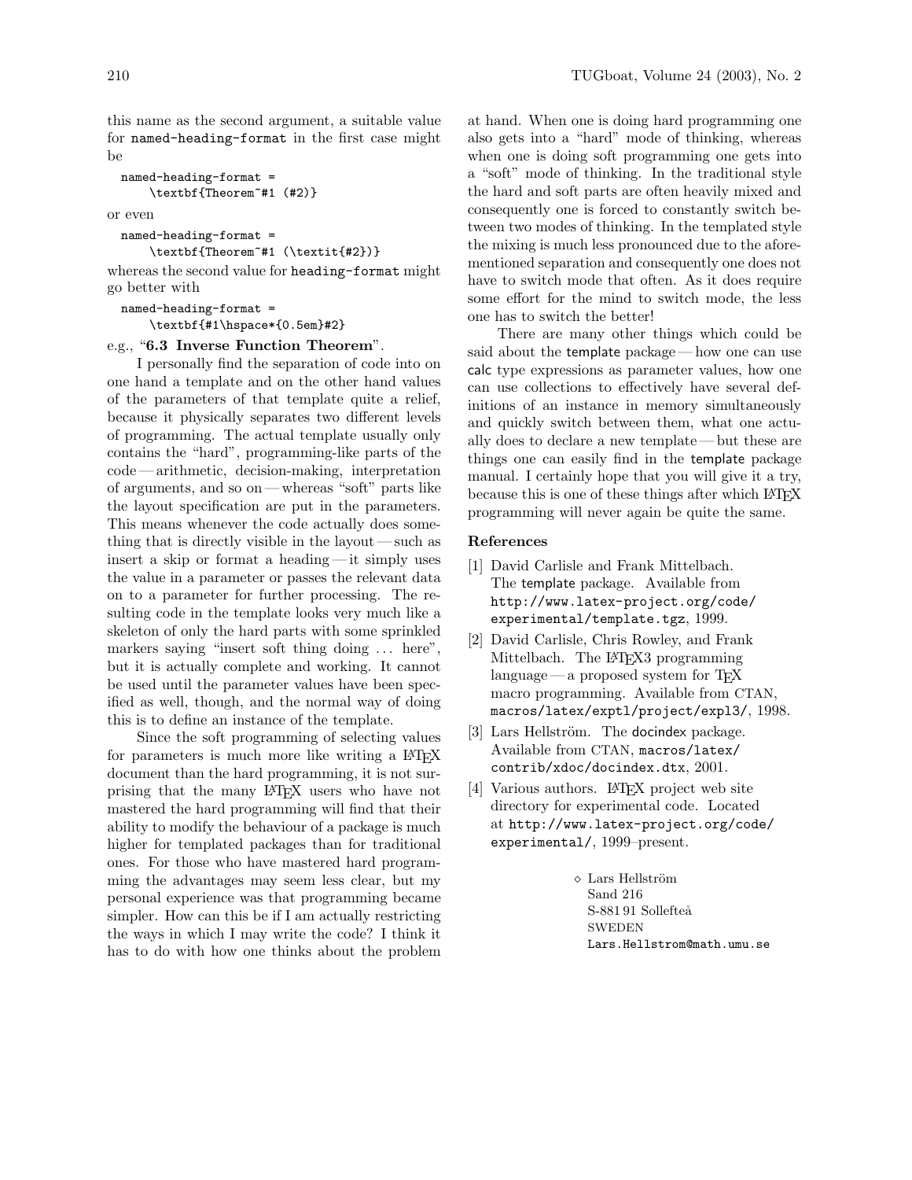this name as the second argument, a suitable value for `named-heading-format` in the first case might be

```
named-heading-format =
    \textbf{Theorem~#1 (#2)}
```

or even

```
named-heading-format =
    \textbf{Theorem~#1 (\textit{#2})}
```

whereas the second value for `heading-format` might go better with

```
named-heading-format =
    \textbf{#1\hspace*{0.5em}#2}
```

e.g., "**6.3 Inverse Function Theorem**".

I personally find the separation of code into on one hand a template and on the other hand values of the parameters of that template quite a relief, because it physically separates two different levels of programming. The actual template usually only contains the "hard", programming-like parts of the code — arithmetic, decision-making, interpretation of arguments, and so on — whereas "soft" parts like the layout specification are put in the parameters. This means whenever the code actually does something that is directly visible in the layout — such as insert a skip or format a heading — it simply uses the value in a parameter or passes the relevant data on to a parameter for further processing. The resulting code in the template looks very much like a skeleton of only the hard parts with some sprinkled markers saying "insert soft thing doing ... here", but it is actually complete and working. It cannot be used until the parameter values have been specified as well, though, and the normal way of doing this is to define an instance of the template.

Since the soft programming of selecting values for parameters is much more like writing a LaTeX document than the hard programming, it is not surprising that the many LaTeX users who have not mastered the hard programming will find that their ability to modify the behaviour of a package is much higher for templated packages than for traditional ones. For those who have mastered hard programming the advantages may seem less clear, but my personal experience was that programming became simpler. How can this be if I am actually restricting the ways in which I may write the code? I think it has to do with how one thinks about the problem at hand. When one is doing hard programming one also gets into a "hard" mode of thinking, whereas when one is doing soft programming one gets into a "soft" mode of thinking. In the traditional style the hard and soft parts are often heavily mixed and consequently one is forced to constantly switch between two modes of thinking. In the templated style the mixing is much less pronounced due to the aforementioned separation and consequently one does not have to switch mode that often. As it does require some effort for the mind to switch mode, the less one has to switch the better!

There are many other things which could be said about the template package — how one can use calc type expressions as parameter values, how one can use collections to effectively have several definitions of an instance in memory simultaneously and quickly switch between them, what one actually does to declare a new template — but these are things one can easily find in the template package manual. I certainly hope that you will give it a try, because this is one of these things after which LaTeX programming will never again be quite the same.

### References

[1] David Carlisle and Frank Mittelbach. The template package. Available from `http://www.latex-project.org/code/experimental/template.tgz`, 1999.

[2] David Carlisle, Chris Rowley, and Frank Mittelbach. The LaTeX3 programming language — a proposed system for TeX macro programming. Available from CTAN, `macros/latex/exptl/project/expl3/`, 1998.

[3] Lars Hellström. The docindex package. Available from CTAN, `macros/latex/contrib/xdoc/docindex.dtx`, 2001.

[4] Various authors. LaTeX project web site directory for experimental code. Located at `http://www.latex-project.org/code/experimental/`, 1999–present.

◇ Lars Hellström
Sand 216
S-881 91 Sollefteå
SWEDEN
`Lars.Hellstrom@math.umu.se`